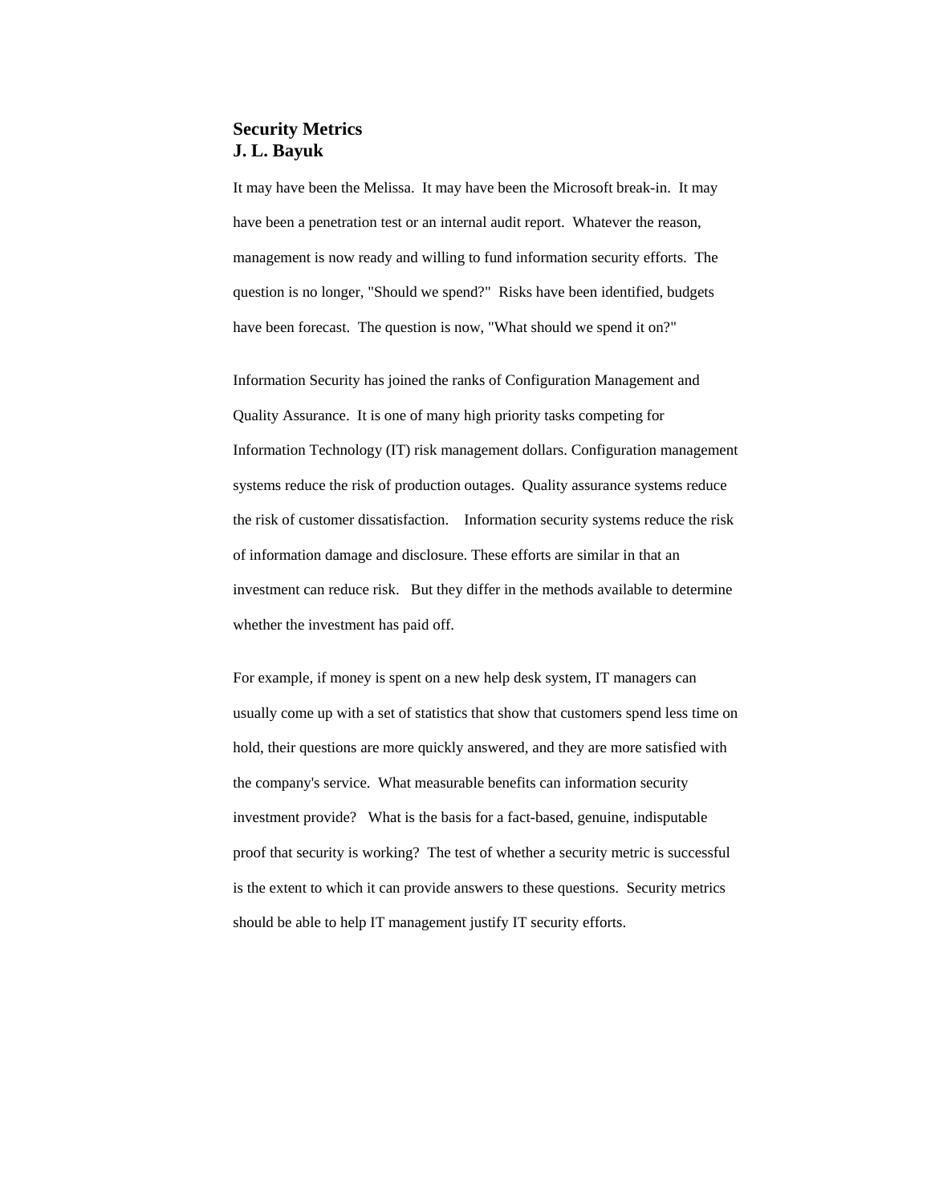**Security Metrics**
**J. L. Bayuk**

It may have been the Melissa. It may have been the Microsoft break-in. It may have been a penetration test or an internal audit report. Whatever the reason, management is now ready and willing to fund information security efforts. The question is no longer, "Should we spend?" Risks have been identified, budgets have been forecast. The question is now, "What should we spend it on?"

Information Security has joined the ranks of Configuration Management and Quality Assurance. It is one of many high priority tasks competing for Information Technology (IT) risk management dollars. Configuration management systems reduce the risk of production outages. Quality assurance systems reduce the risk of customer dissatisfaction. Information security systems reduce the risk of information damage and disclosure. These efforts are similar in that an investment can reduce risk. But they differ in the methods available to determine whether the investment has paid off.

For example, if money is spent on a new help desk system, IT managers can usually come up with a set of statistics that show that customers spend less time on hold, their questions are more quickly answered, and they are more satisfied with the company's service. What measurable benefits can information security investment provide? What is the basis for a fact-based, genuine, indisputable proof that security is working? The test of whether a security metric is successful is the extent to which it can provide answers to these questions. Security metrics should be able to help IT management justify IT security efforts.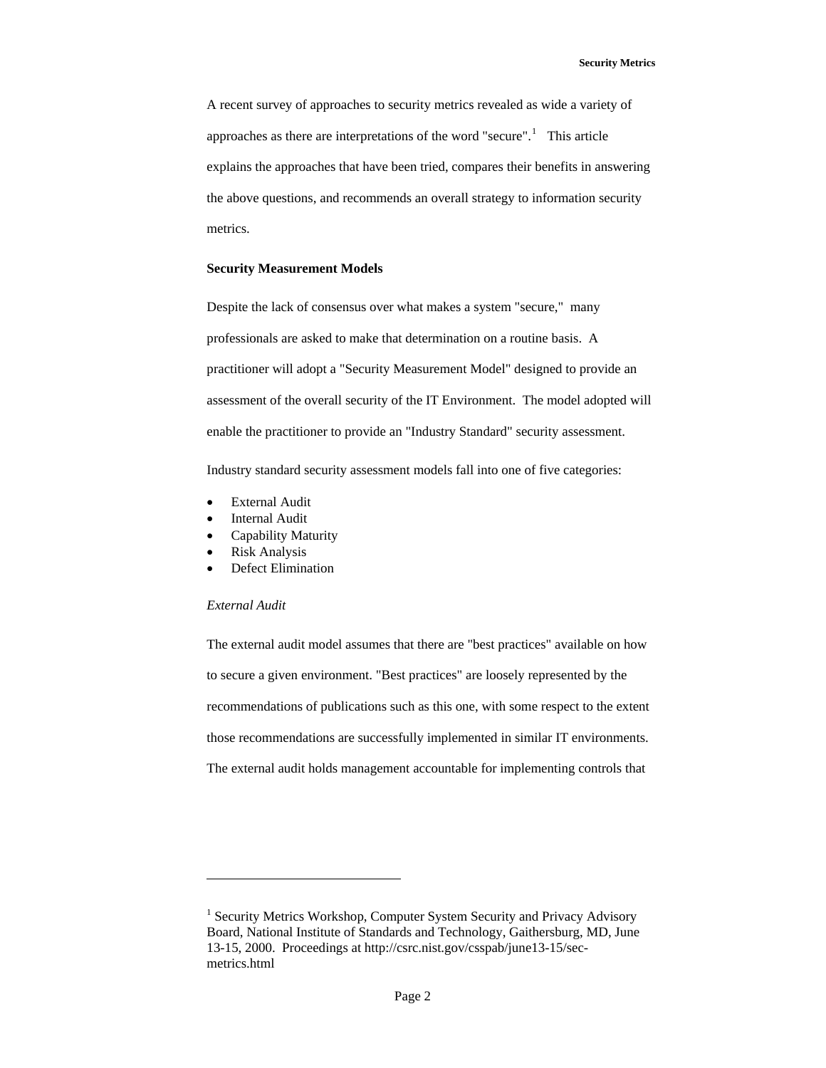A recent survey of approaches to security metrics revealed as wide a variety of approaches as there are interpretations of the word "secure".[1] This article explains the approaches that have been tried, compares their benefits in answering the above questions, and recommends an overall strategy to information security metrics.

### Security Measurement Models

Despite the lack of consensus over what makes a system "secure," many professionals are asked to make that determination on a routine basis. A practitioner will adopt a "Security Measurement Model" designed to provide an assessment of the overall security of the IT Environment. The model adopted will enable the practitioner to provide an "Industry Standard" security assessment.

Industry standard security assessment models fall into one of five categories:

- External Audit
- Internal Audit
- Capability Maturity
- Risk Analysis
- Defect Elimination

#### *External Audit*

The external audit model assumes that there are "best practices" available on how to secure a given environment. "Best practices" are loosely represented by the recommendations of publications such as this one, with some respect to the extent those recommendations are successfully implemented in similar IT environments. The external audit holds management accountable for implementing controls that

---

[1] Security Metrics Workshop, Computer System Security and Privacy Advisory Board, National Institute of Standards and Technology, Gaithersburg, MD, June 13-15, 2000. Proceedings at http://csrc.nist.gov/csspab/june13-15/sec-metrics.html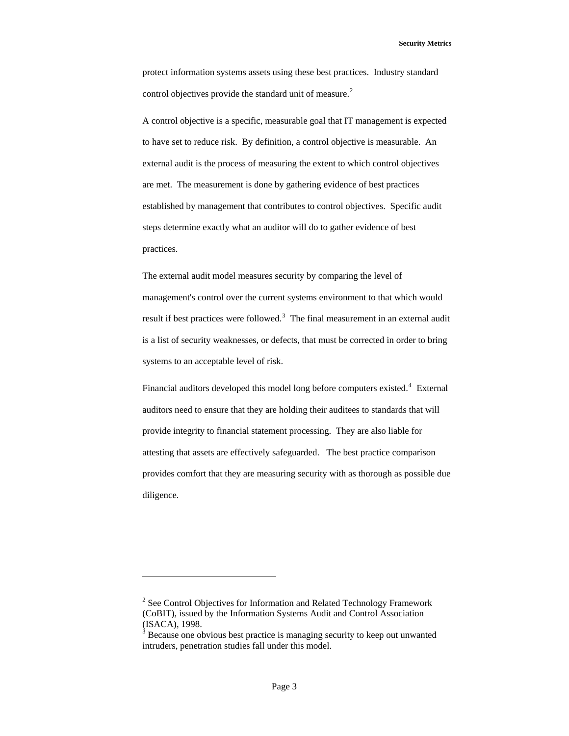protect information systems assets using these best practices. Industry standard control objectives provide the standard unit of measure.[2]

A control objective is a specific, measurable goal that IT management is expected to have set to reduce risk. By definition, a control objective is measurable. An external audit is the process of measuring the extent to which control objectives are met. The measurement is done by gathering evidence of best practices established by management that contributes to control objectives. Specific audit steps determine exactly what an auditor will do to gather evidence of best practices.

The external audit model measures security by comparing the level of management's control over the current systems environment to that which would result if best practices were followed.[3] The final measurement in an external audit is a list of security weaknesses, or defects, that must be corrected in order to bring systems to an acceptable level of risk.

Financial auditors developed this model long before computers existed.[4] External auditors need to ensure that they are holding their auditees to standards that will provide integrity to financial statement processing. They are also liable for attesting that assets are effectively safeguarded. The best practice comparison provides comfort that they are measuring security with as thorough as possible due diligence.

---

[2] See Control Objectives for Information and Related Technology Framework (CoBIT), issued by the Information Systems Audit and Control Association (ISACA), 1998.

[3] Because one obvious best practice is managing security to keep out unwanted intruders, penetration studies fall under this model.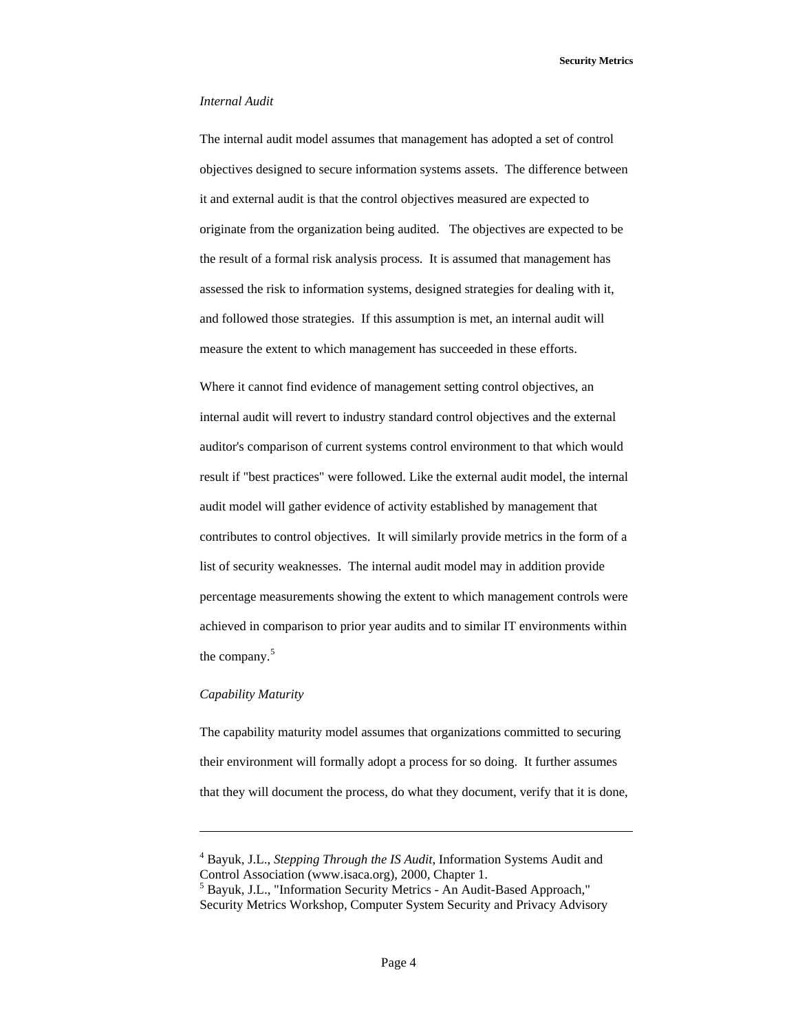*Internal Audit*

The internal audit model assumes that management has adopted a set of control objectives designed to secure information systems assets. The difference between it and external audit is that the control objectives measured are expected to originate from the organization being audited. The objectives are expected to be the result of a formal risk analysis process. It is assumed that management has assessed the risk to information systems, designed strategies for dealing with it, and followed those strategies. If this assumption is met, an internal audit will measure the extent to which management has succeeded in these efforts.

Where it cannot find evidence of management setting control objectives, an internal audit will revert to industry standard control objectives and the external auditor's comparison of current systems control environment to that which would result if "best practices" were followed. Like the external audit model, the internal audit model will gather evidence of activity established by management that contributes to control objectives. It will similarly provide metrics in the form of a list of security weaknesses. The internal audit model may in addition provide percentage measurements showing the extent to which management controls were achieved in comparison to prior year audits and to similar IT environments within the company.[5]

*Capability Maturity*

The capability maturity model assumes that organizations committed to securing their environment will formally adopt a process for so doing. It further assumes that they will document the process, do what they document, verify that it is done,

---

[4] Bayuk, J.L., *Stepping Through the IS Audit*, Information Systems Audit and Control Association (www.isaca.org), 2000, Chapter 1.

[5] Bayuk, J.L., "Information Security Metrics - An Audit-Based Approach," Security Metrics Workshop, Computer System Security and Privacy Advisory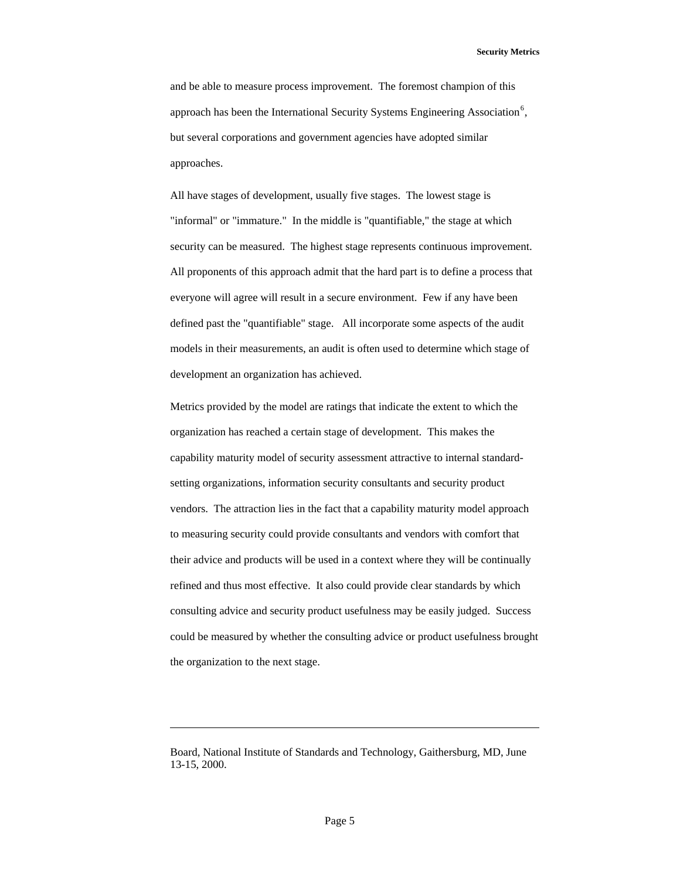and be able to measure process improvement. The foremost champion of this approach has been the International Security Systems Engineering Association[6], but several corporations and government agencies have adopted similar approaches.

All have stages of development, usually five stages. The lowest stage is "informal" or "immature." In the middle is "quantifiable," the stage at which security can be measured. The highest stage represents continuous improvement. All proponents of this approach admit that the hard part is to define a process that everyone will agree will result in a secure environment. Few if any have been defined past the "quantifiable" stage. All incorporate some aspects of the audit models in their measurements, an audit is often used to determine which stage of development an organization has achieved.

Metrics provided by the model are ratings that indicate the extent to which the organization has reached a certain stage of development. This makes the capability maturity model of security assessment attractive to internal standard-setting organizations, information security consultants and security product vendors. The attraction lies in the fact that a capability maturity model approach to measuring security could provide consultants and vendors with comfort that their advice and products will be used in a context where they will be continually refined and thus most effective. It also could provide clear standards by which consulting advice and security product usefulness may be easily judged. Success could be measured by whether the consulting advice or product usefulness brought the organization to the next stage.

---

Board, National Institute of Standards and Technology, Gaithersburg, MD, June 13-15, 2000.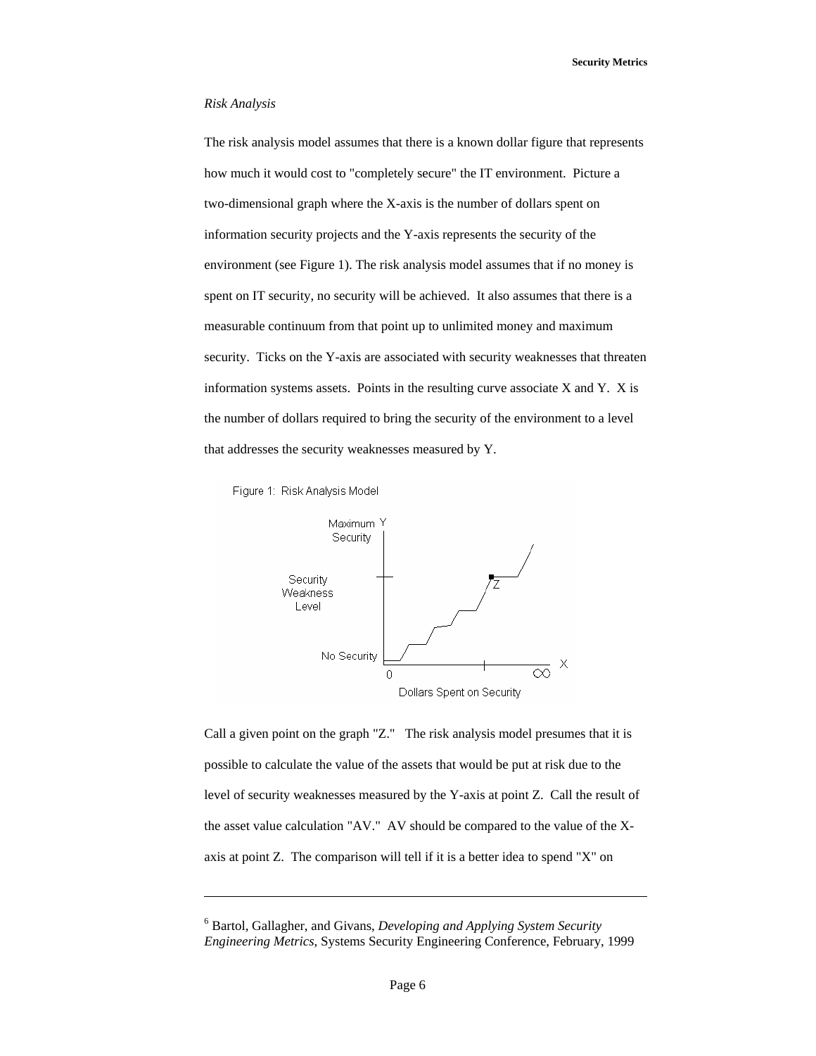*Risk Analysis*

The risk analysis model assumes that there is a known dollar figure that represents how much it would cost to "completely secure" the IT environment. Picture a two-dimensional graph where the X-axis is the number of dollars spent on information security projects and the Y-axis represents the security of the environment (see Figure 1). The risk analysis model assumes that if no money is spent on IT security, no security will be achieved. It also assumes that there is a measurable continuum from that point up to unlimited money and maximum security. Ticks on the Y-axis are associated with security weaknesses that threaten information systems assets. Points in the resulting curve associate X and Y. X is the number of dollars required to bring the security of the environment to a level that addresses the security weaknesses measured by Y.

Figure 1: Risk Analysis Model

Call a given point on the graph "Z." The risk analysis model presumes that it is possible to calculate the value of the assets that would be put at risk due to the level of security weaknesses measured by the Y-axis at point Z. Call the result of the asset value calculation "AV." AV should be compared to the value of the X-axis at point Z. The comparison will tell if it is a better idea to spend "X" on

---

[6] Bartol, Gallagher, and Givans, *Developing and Applying System Security Engineering Metrics*, Systems Security Engineering Conference, February, 1999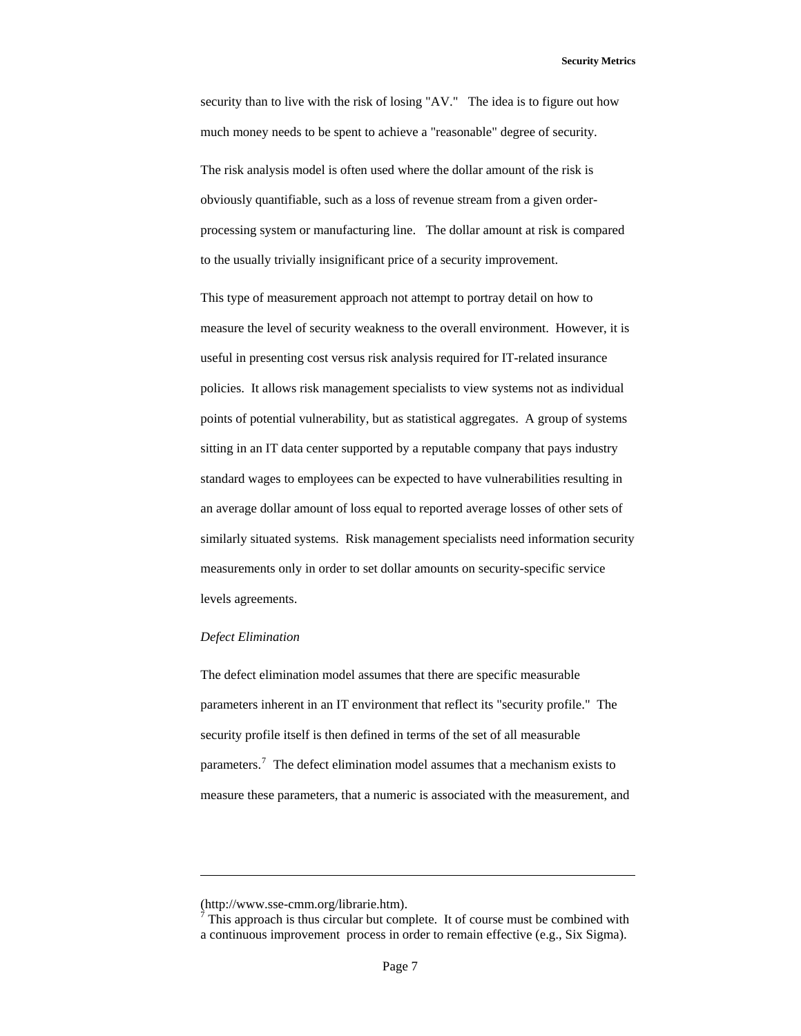security than to live with the risk of losing "AV." The idea is to figure out how much money needs to be spent to achieve a "reasonable" degree of security.

The risk analysis model is often used where the dollar amount of the risk is obviously quantifiable, such as a loss of revenue stream from a given order-processing system or manufacturing line. The dollar amount at risk is compared to the usually trivially insignificant price of a security improvement.

This type of measurement approach not attempt to portray detail on how to measure the level of security weakness to the overall environment. However, it is useful in presenting cost versus risk analysis required for IT-related insurance policies. It allows risk management specialists to view systems not as individual points of potential vulnerability, but as statistical aggregates. A group of systems sitting in an IT data center supported by a reputable company that pays industry standard wages to employees can be expected to have vulnerabilities resulting in an average dollar amount of loss equal to reported average losses of other sets of similarly situated systems. Risk management specialists need information security measurements only in order to set dollar amounts on security-specific service levels agreements.

*Defect Elimination*

The defect elimination model assumes that there are specific measurable parameters inherent in an IT environment that reflect its "security profile." The security profile itself is then defined in terms of the set of all measurable parameters.[7] The defect elimination model assumes that a mechanism exists to measure these parameters, that a numeric is associated with the measurement, and

---

(http://www.sse-cmm.org/librarie.htm).

[7] This approach is thus circular but complete. It of course must be combined with a continuous improvement process in order to remain effective (e.g., Six Sigma).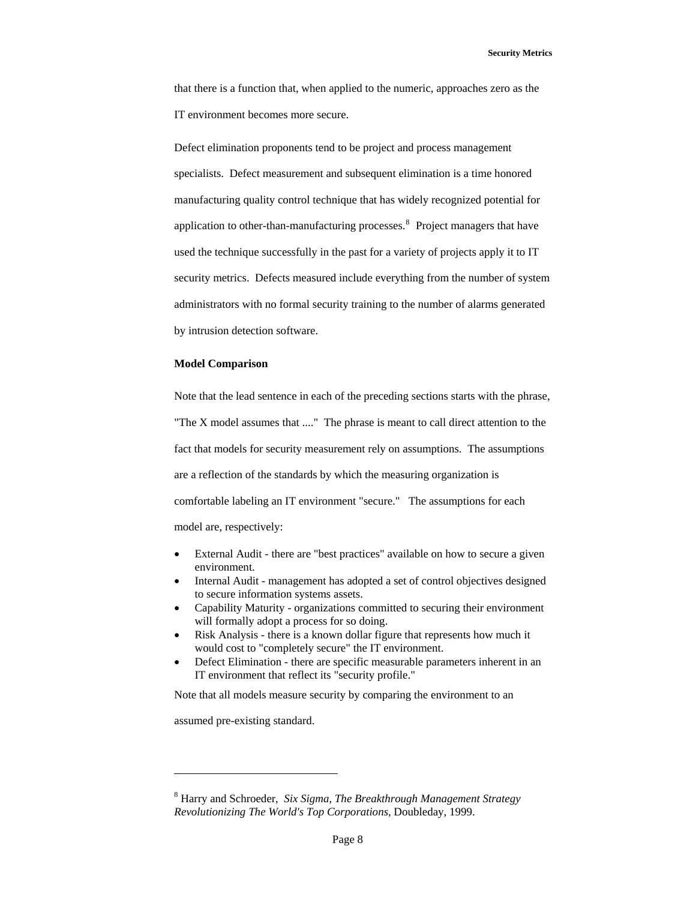that there is a function that, when applied to the numeric, approaches zero as the IT environment becomes more secure.

Defect elimination proponents tend to be project and process management specialists. Defect measurement and subsequent elimination is a time honored manufacturing quality control technique that has widely recognized potential for application to other-than-manufacturing processes.[8] Project managers that have used the technique successfully in the past for a variety of projects apply it to IT security metrics. Defects measured include everything from the number of system administrators with no formal security training to the number of alarms generated by intrusion detection software.

**Model Comparison**

Note that the lead sentence in each of the preceding sections starts with the phrase, "The X model assumes that ...." The phrase is meant to call direct attention to the fact that models for security measurement rely on assumptions. The assumptions are a reflection of the standards by which the measuring organization is comfortable labeling an IT environment "secure." The assumptions for each model are, respectively:

- External Audit - there are "best practices" available on how to secure a given environment.
- Internal Audit - management has adopted a set of control objectives designed to secure information systems assets.
- Capability Maturity - organizations committed to securing their environment will formally adopt a process for so doing.
- Risk Analysis - there is a known dollar figure that represents how much it would cost to "completely secure" the IT environment.
- Defect Elimination - there are specific measurable parameters inherent in an IT environment that reflect its "security profile."

Note that all models measure security by comparing the environment to an assumed pre-existing standard.

---

[8] Harry and Schroeder, *Six Sigma, The Breakthrough Management Strategy Revolutionizing The World's Top Corporations*, Doubleday, 1999.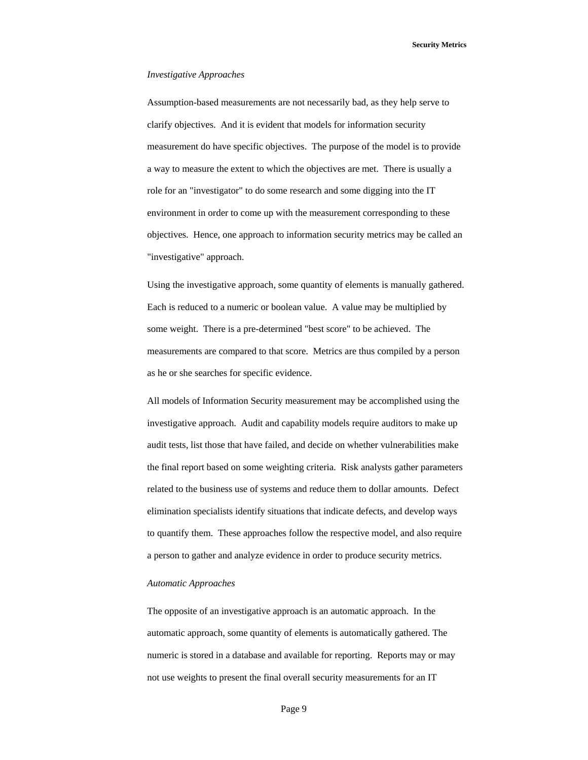*Investigative Approaches*

Assumption-based measurements are not necessarily bad, as they help serve to clarify objectives. And it is evident that models for information security measurement do have specific objectives. The purpose of the model is to provide a way to measure the extent to which the objectives are met. There is usually a role for an "investigator" to do some research and some digging into the IT environment in order to come up with the measurement corresponding to these objectives. Hence, one approach to information security metrics may be called an "investigative" approach.

Using the investigative approach, some quantity of elements is manually gathered. Each is reduced to a numeric or boolean value. A value may be multiplied by some weight. There is a pre-determined "best score" to be achieved. The measurements are compared to that score. Metrics are thus compiled by a person as he or she searches for specific evidence.

All models of Information Security measurement may be accomplished using the investigative approach. Audit and capability models require auditors to make up audit tests, list those that have failed, and decide on whether vulnerabilities make the final report based on some weighting criteria. Risk analysts gather parameters related to the business use of systems and reduce them to dollar amounts. Defect elimination specialists identify situations that indicate defects, and develop ways to quantify them. These approaches follow the respective model, and also require a person to gather and analyze evidence in order to produce security metrics.

*Automatic Approaches*

The opposite of an investigative approach is an automatic approach. In the automatic approach, some quantity of elements is automatically gathered. The numeric is stored in a database and available for reporting. Reports may or may not use weights to present the final overall security measurements for an IT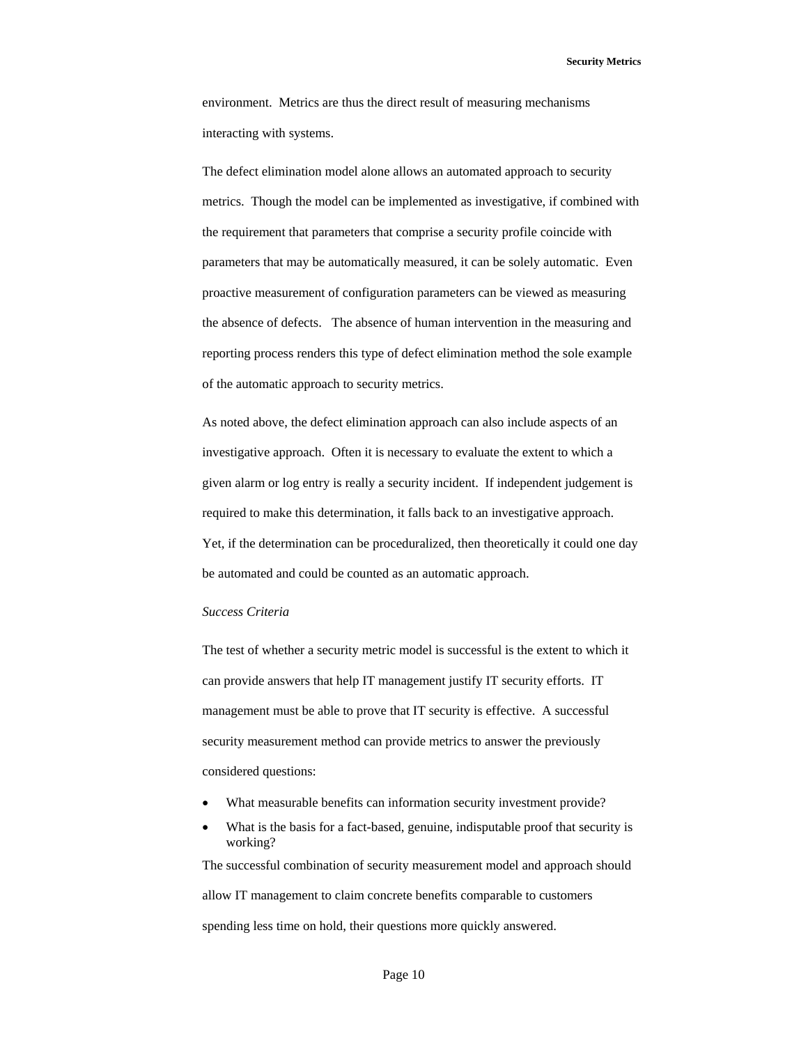environment.  Metrics are thus the direct result of measuring mechanisms interacting with systems.

The defect elimination model alone allows an automated approach to security metrics.  Though the model can be implemented as investigative, if combined with the requirement that parameters that comprise a security profile coincide with parameters that may be automatically measured, it can be solely automatic.  Even proactive measurement of configuration parameters can be viewed as measuring the absence of defects.   The absence of human intervention in the measuring and reporting process renders this type of defect elimination method the sole example of the automatic approach to security metrics.

As noted above, the defect elimination approach can also include aspects of an investigative approach.  Often it is necessary to evaluate the extent to which a given alarm or log entry is really a security incident.  If independent judgement is required to make this determination, it falls back to an investigative approach.  Yet, if the determination can be proceduralized, then theoretically it could one day be automated and could be counted as an automatic approach.

*Success Criteria*

The test of whether a security metric model is successful is the extent to which it can provide answers that help IT management justify IT security efforts.  IT management must be able to prove that IT security is effective.  A successful security measurement method can provide metrics to answer the previously considered questions:

- What measurable benefits can information security investment provide?
- What is the basis for a fact-based, genuine, indisputable proof that security is working?

The successful combination of security measurement model and approach should allow IT management to claim concrete benefits comparable to customers spending less time on hold, their questions more quickly answered.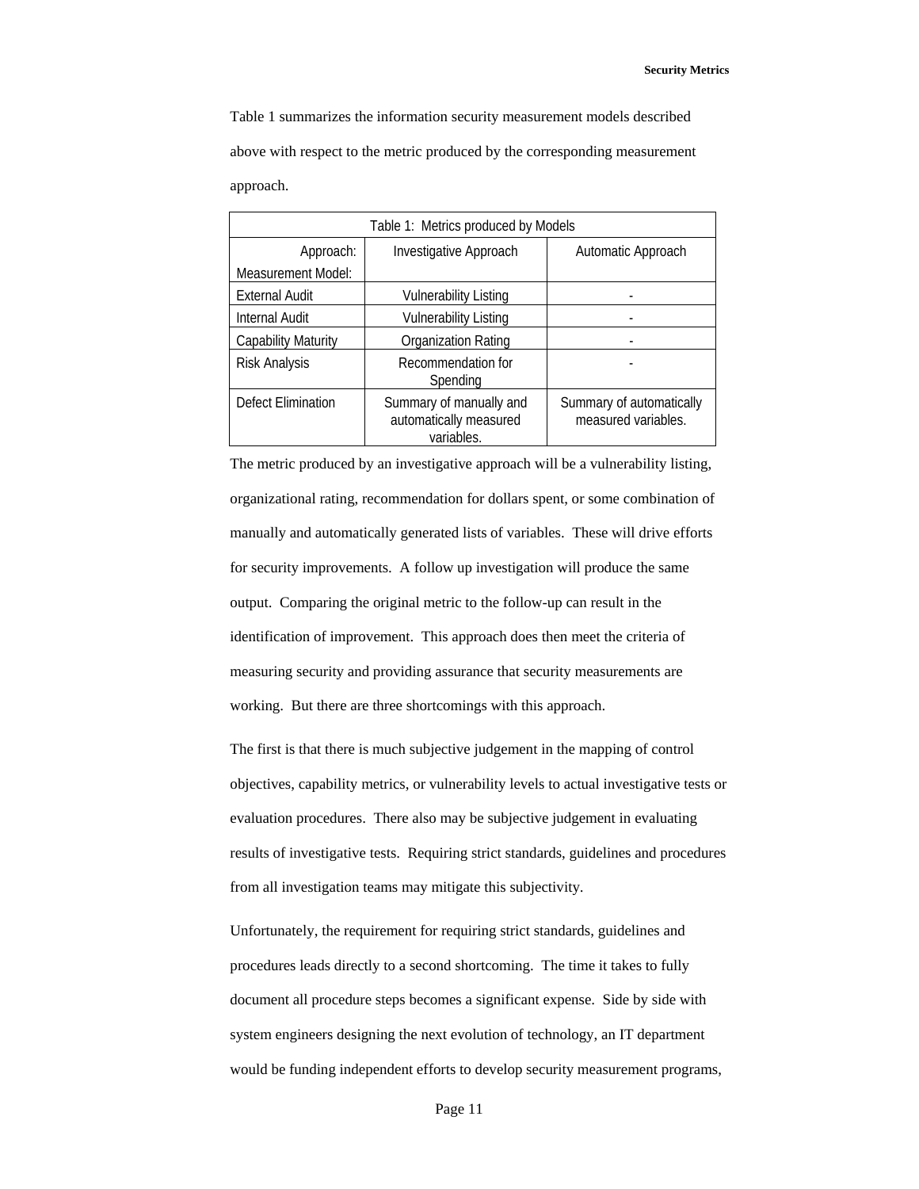Table 1 summarizes the information security measurement models described above with respect to the metric produced by the corresponding measurement approach.

Table 1: Metrics produced by Models

| Approach: Measurement Model: | Investigative Approach | Automatic Approach |
|---|---|---|
| External Audit | Vulnerability Listing | - |
| Internal Audit | Vulnerability Listing | - |
| Capability Maturity | Organization Rating | - |
| Risk Analysis | Recommendation for Spending | - |
| Defect Elimination | Summary of manually and automatically measured variables. | Summary of automatically measured variables. |

The metric produced by an investigative approach will be a vulnerability listing, organizational rating, recommendation for dollars spent, or some combination of manually and automatically generated lists of variables. These will drive efforts for security improvements. A follow up investigation will produce the same output. Comparing the original metric to the follow-up can result in the identification of improvement. This approach does then meet the criteria of measuring security and providing assurance that security measurements are working. But there are three shortcomings with this approach.

The first is that there is much subjective judgement in the mapping of control objectives, capability metrics, or vulnerability levels to actual investigative tests or evaluation procedures. There also may be subjective judgement in evaluating results of investigative tests. Requiring strict standards, guidelines and procedures from all investigation teams may mitigate this subjectivity.

Unfortunately, the requirement for requiring strict standards, guidelines and procedures leads directly to a second shortcoming. The time it takes to fully document all procedure steps becomes a significant expense. Side by side with system engineers designing the next evolution of technology, an IT department would be funding independent efforts to develop security measurement programs,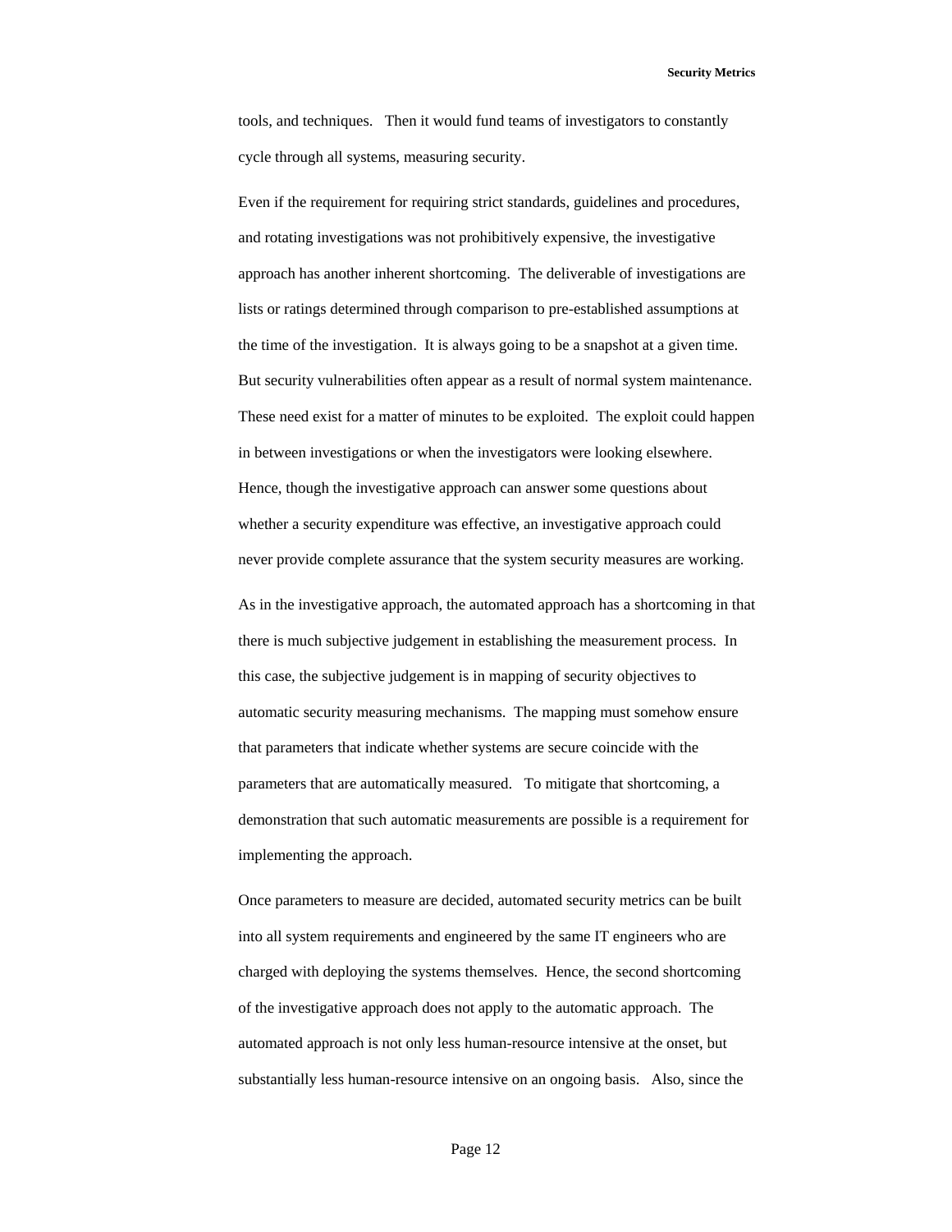tools, and techniques.   Then it would fund teams of investigators to constantly cycle through all systems, measuring security.

Even if the requirement for requiring strict standards, guidelines and procedures, and rotating investigations was not prohibitively expensive, the investigative approach has another inherent shortcoming.  The deliverable of investigations are lists or ratings determined through comparison to pre-established assumptions at the time of the investigation.  It is always going to be a snapshot at a given time.  But security vulnerabilities often appear as a result of normal system maintenance.  These need exist for a matter of minutes to be exploited.  The exploit could happen in between investigations or when the investigators were looking elsewhere.  Hence, though the investigative approach can answer some questions about whether a security expenditure was effective, an investigative approach could never provide complete assurance that the system security measures are working.

As in the investigative approach, the automated approach has a shortcoming in that there is much subjective judgement in establishing the measurement process.  In this case, the subjective judgement is in mapping of security objectives to automatic security measuring mechanisms.  The mapping must somehow ensure that parameters that indicate whether systems are secure coincide with the parameters that are automatically measured.   To mitigate that shortcoming, a demonstration that such automatic measurements are possible is a requirement for implementing the approach.

Once parameters to measure are decided, automated security metrics can be built into all system requirements and engineered by the same IT engineers who are charged with deploying the systems themselves.  Hence, the second shortcoming of the investigative approach does not apply to the automatic approach.  The automated approach is not only less human-resource intensive at the onset, but substantially less human-resource intensive on an ongoing basis.   Also, since the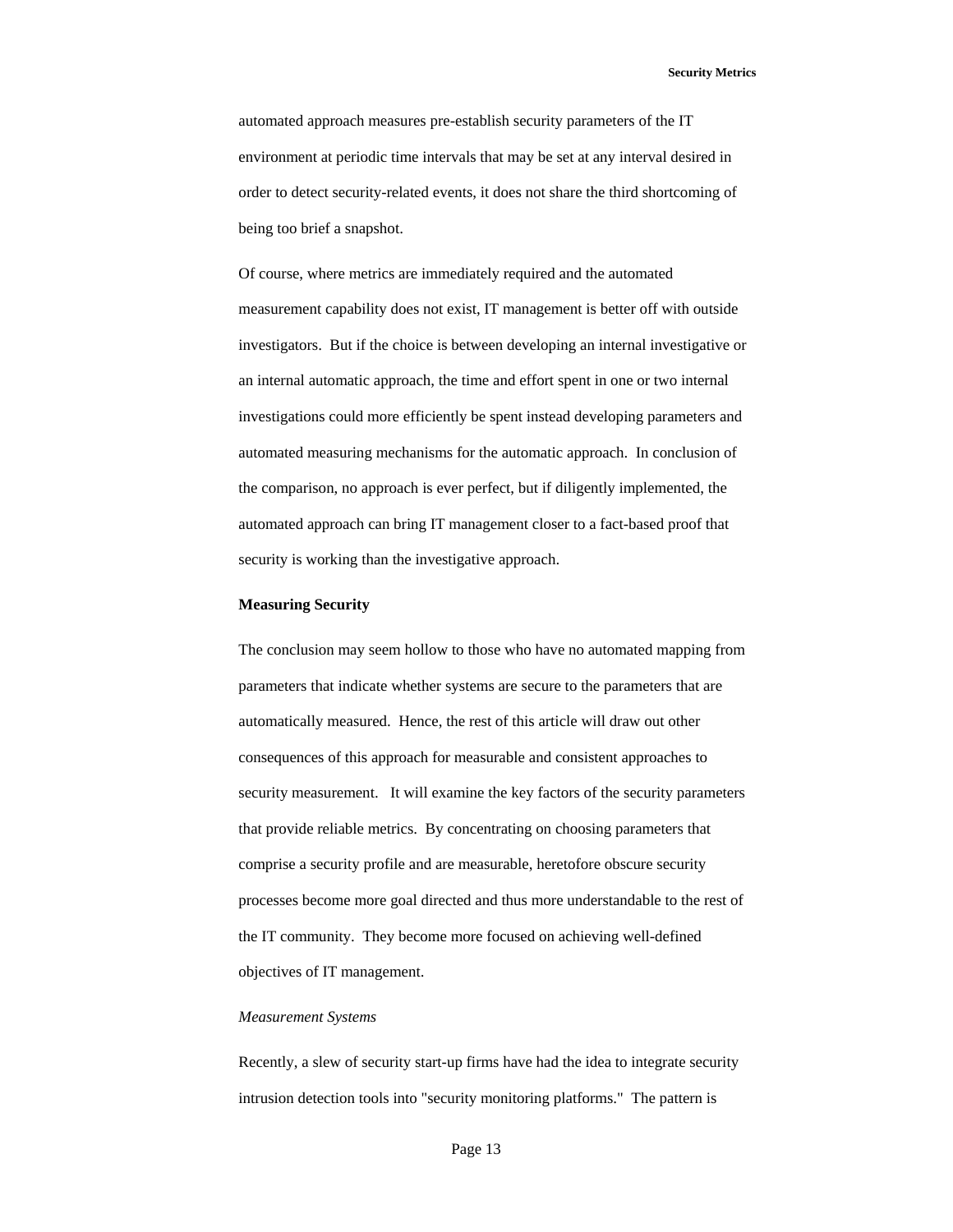automated approach measures pre-establish security parameters of the IT environment at periodic time intervals that may be set at any interval desired in order to detect security-related events, it does not share the third shortcoming of being too brief a snapshot.

Of course, where metrics are immediately required and the automated measurement capability does not exist, IT management is better off with outside investigators. But if the choice is between developing an internal investigative or an internal automatic approach, the time and effort spent in one or two internal investigations could more efficiently be spent instead developing parameters and automated measuring mechanisms for the automatic approach. In conclusion of the comparison, no approach is ever perfect, but if diligently implemented, the automated approach can bring IT management closer to a fact-based proof that security is working than the investigative approach.

**Measuring Security**

The conclusion may seem hollow to those who have no automated mapping from parameters that indicate whether systems are secure to the parameters that are automatically measured. Hence, the rest of this article will draw out other consequences of this approach for measurable and consistent approaches to security measurement. It will examine the key factors of the security parameters that provide reliable metrics. By concentrating on choosing parameters that comprise a security profile and are measurable, heretofore obscure security processes become more goal directed and thus more understandable to the rest of the IT community. They become more focused on achieving well-defined objectives of IT management.

*Measurement Systems*

Recently, a slew of security start-up firms have had the idea to integrate security intrusion detection tools into "security monitoring platforms." The pattern is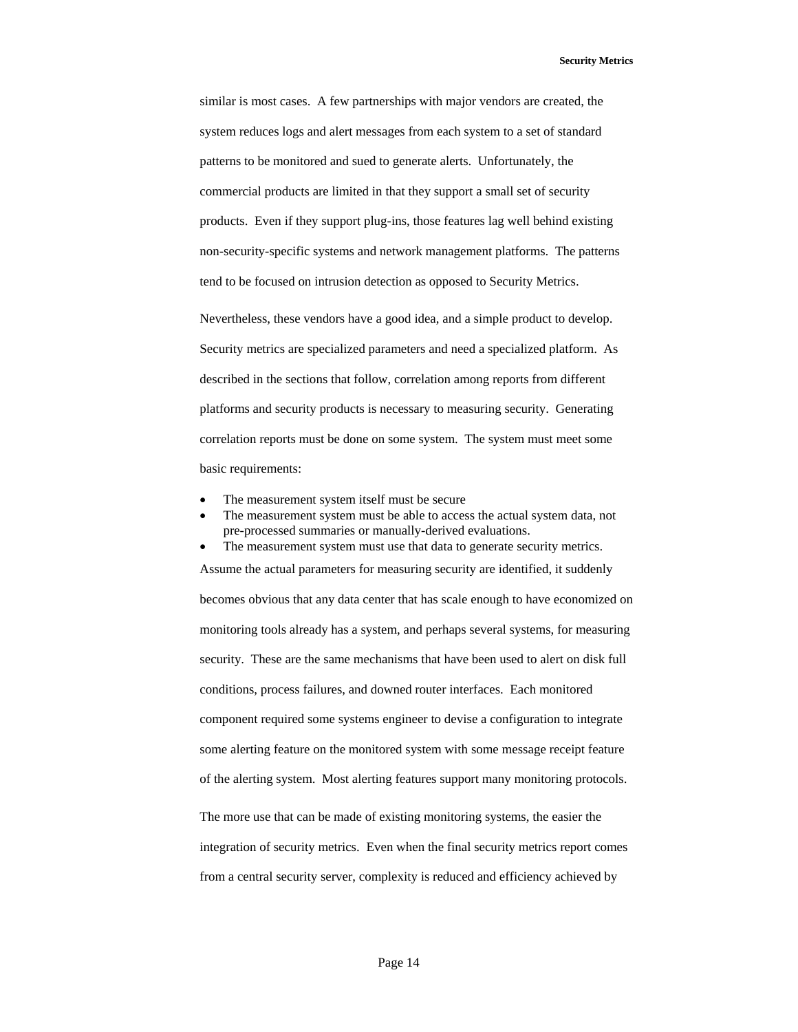similar is most cases. A few partnerships with major vendors are created, the system reduces logs and alert messages from each system to a set of standard patterns to be monitored and sued to generate alerts. Unfortunately, the commercial products are limited in that they support a small set of security products. Even if they support plug-ins, those features lag well behind existing non-security-specific systems and network management platforms. The patterns tend to be focused on intrusion detection as opposed to Security Metrics.

Nevertheless, these vendors have a good idea, and a simple product to develop. Security metrics are specialized parameters and need a specialized platform. As described in the sections that follow, correlation among reports from different platforms and security products is necessary to measuring security. Generating correlation reports must be done on some system. The system must meet some basic requirements:

- The measurement system itself must be secure
- The measurement system must be able to access the actual system data, not pre-processed summaries or manually-derived evaluations.
- The measurement system must use that data to generate security metrics.

Assume the actual parameters for measuring security are identified, it suddenly becomes obvious that any data center that has scale enough to have economized on monitoring tools already has a system, and perhaps several systems, for measuring security. These are the same mechanisms that have been used to alert on disk full conditions, process failures, and downed router interfaces. Each monitored component required some systems engineer to devise a configuration to integrate some alerting feature on the monitored system with some message receipt feature of the alerting system. Most alerting features support many monitoring protocols.

The more use that can be made of existing monitoring systems, the easier the integration of security metrics. Even when the final security metrics report comes from a central security server, complexity is reduced and efficiency achieved by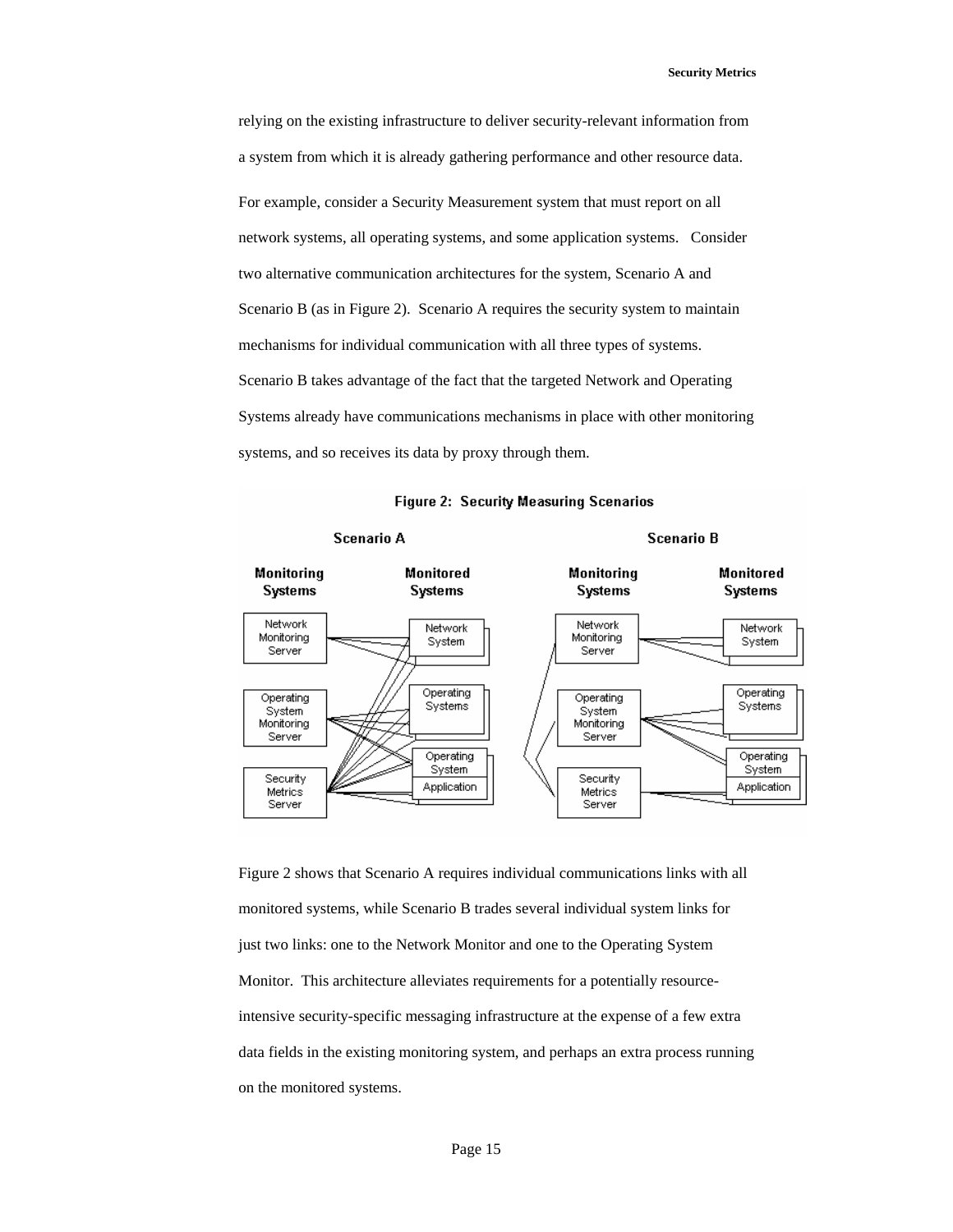relying on the existing infrastructure to deliver security-relevant information from a system from which it is already gathering performance and other resource data.

For example, consider a Security Measurement system that must report on all network systems, all operating systems, and some application systems. Consider two alternative communication architectures for the system, Scenario A and Scenario B (as in Figure 2). Scenario A requires the security system to maintain mechanisms for individual communication with all three types of systems. Scenario B takes advantage of the fact that the targeted Network and Operating Systems already have communications mechanisms in place with other monitoring systems, and so receives its data by proxy through them.

**Figure 2: Security Measuring Scenarios**

Figure 2 shows that Scenario A requires individual communications links with all monitored systems, while Scenario B trades several individual system links for just two links: one to the Network Monitor and one to the Operating System Monitor. This architecture alleviates requirements for a potentially resource-intensive security-specific messaging infrastructure at the expense of a few extra data fields in the existing monitoring system, and perhaps an extra process running on the monitored systems.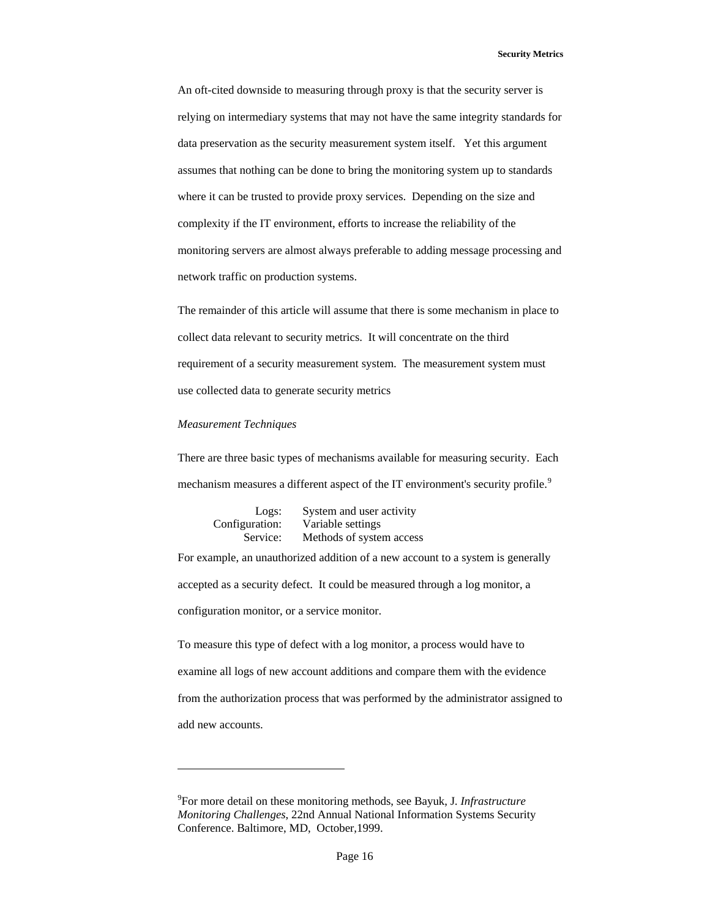An oft-cited downside to measuring through proxy is that the security server is relying on intermediary systems that may not have the same integrity standards for data preservation as the security measurement system itself. Yet this argument assumes that nothing can be done to bring the monitoring system up to standards where it can be trusted to provide proxy services. Depending on the size and complexity if the IT environment, efforts to increase the reliability of the monitoring servers are almost always preferable to adding message processing and network traffic on production systems.

The remainder of this article will assume that there is some mechanism in place to collect data relevant to security metrics. It will concentrate on the third requirement of a security measurement system. The measurement system must use collected data to generate security metrics

*Measurement Techniques*

There are three basic types of mechanisms available for measuring security. Each mechanism measures a different aspect of the IT environment's security profile.[9]

| | |
|---:|---|
| Logs: | System and user activity |
| Configuration: | Variable settings |
| Service: | Methods of system access |

For example, an unauthorized addition of a new account to a system is generally accepted as a security defect. It could be measured through a log monitor, a configuration monitor, or a service monitor.

To measure this type of defect with a log monitor, a process would have to examine all logs of new account additions and compare them with the evidence from the authorization process that was performed by the administrator assigned to add new accounts.

---

[9]For more detail on these monitoring methods, see Bayuk, J. *Infrastructure Monitoring Challenges*, 22nd Annual National Information Systems Security Conference. Baltimore, MD, October,1999.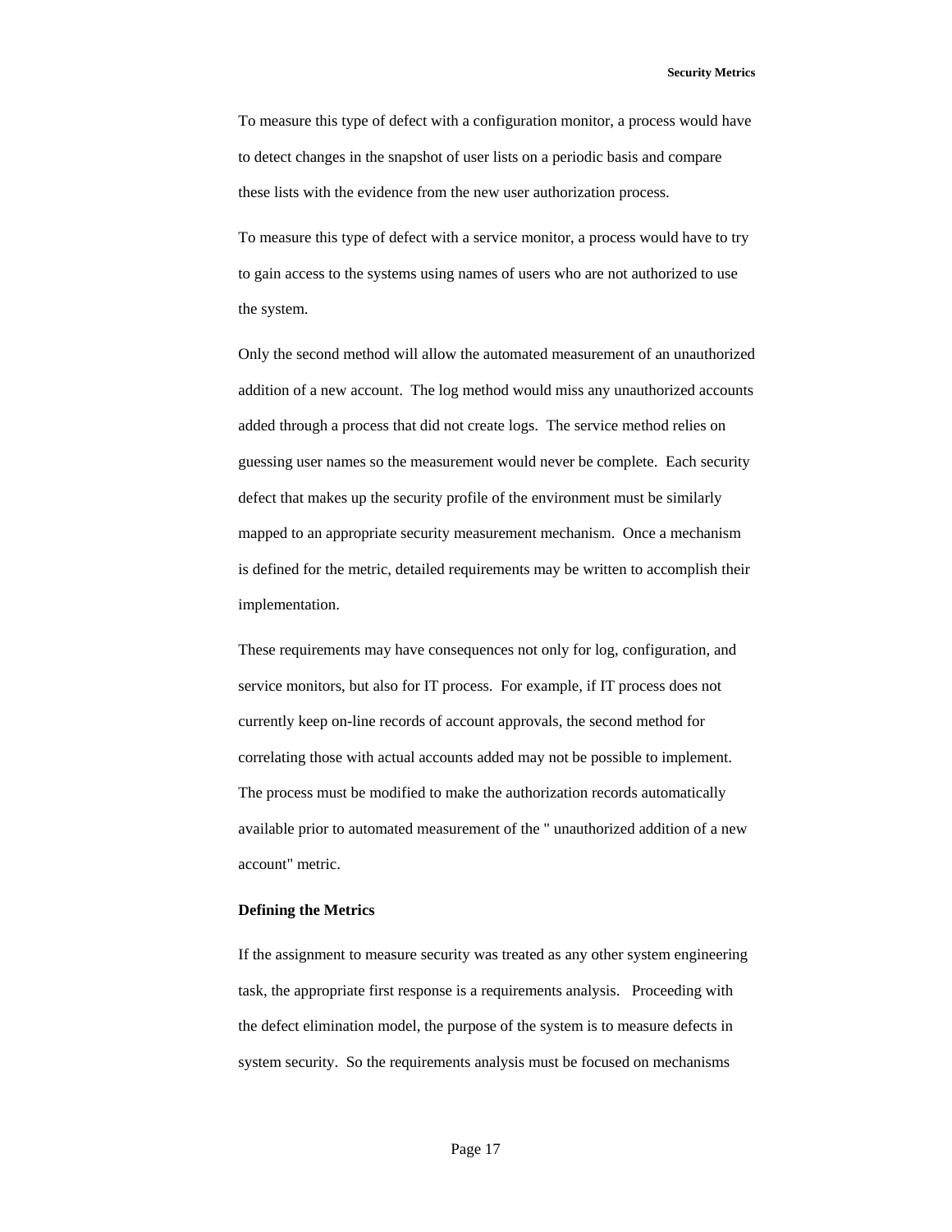To measure this type of defect with a configuration monitor, a process would have to detect changes in the snapshot of user lists on a periodic basis and compare these lists with the evidence from the new user authorization process.

To measure this type of defect with a service monitor, a process would have to try to gain access to the systems using names of users who are not authorized to use the system.

Only the second method will allow the automated measurement of an unauthorized addition of a new account. The log method would miss any unauthorized accounts added through a process that did not create logs. The service method relies on guessing user names so the measurement would never be complete. Each security defect that makes up the security profile of the environment must be similarly mapped to an appropriate security measurement mechanism. Once a mechanism is defined for the metric, detailed requirements may be written to accomplish their implementation.

These requirements may have consequences not only for log, configuration, and service monitors, but also for IT process. For example, if IT process does not currently keep on-line records of account approvals, the second method for correlating those with actual accounts added may not be possible to implement. The process must be modified to make the authorization records automatically available prior to automated measurement of the " unauthorized addition of a new account" metric.

**Defining the Metrics**

If the assignment to measure security was treated as any other system engineering task, the appropriate first response is a requirements analysis. Proceeding with the defect elimination model, the purpose of the system is to measure defects in system security. So the requirements analysis must be focused on mechanisms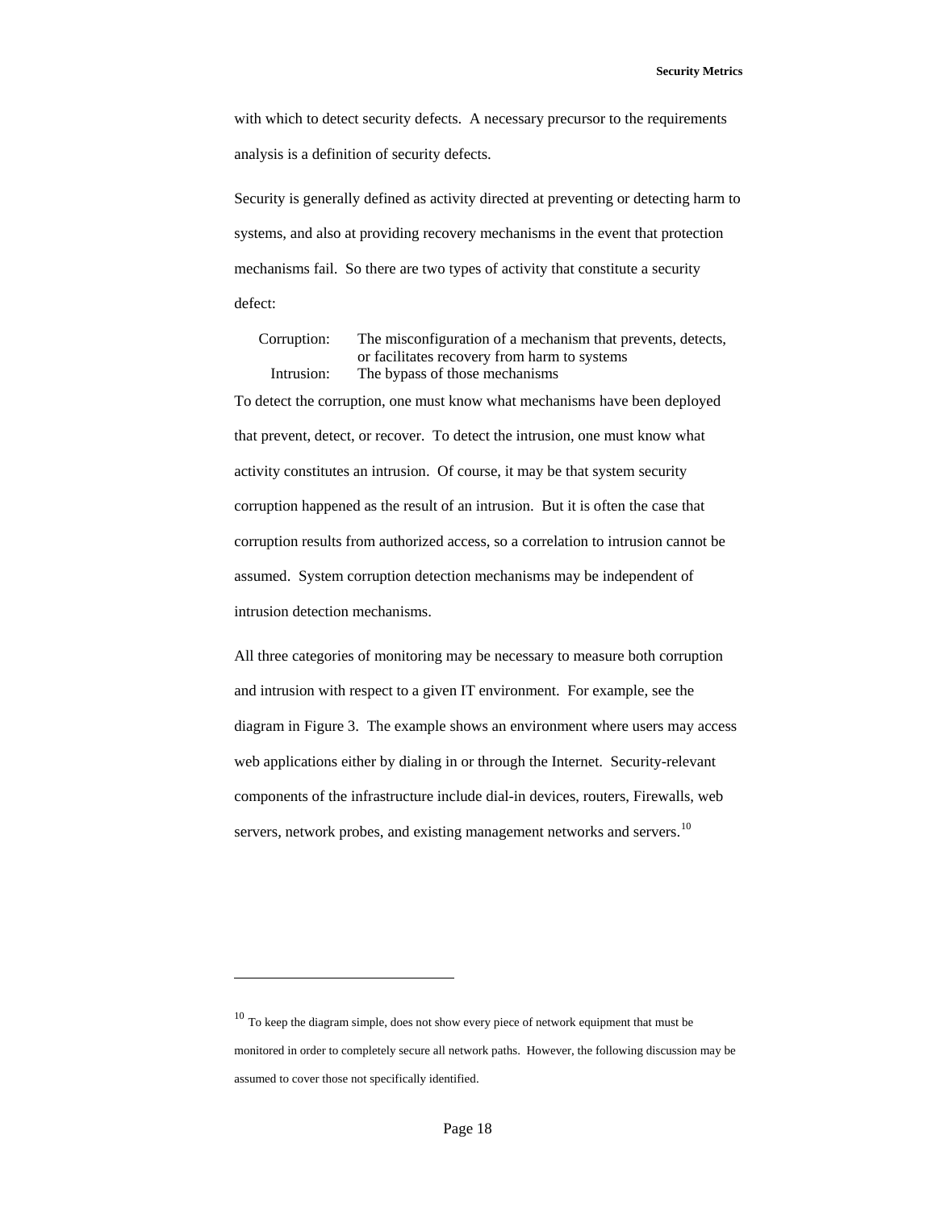with which to detect security defects. A necessary precursor to the requirements analysis is a definition of security defects.

Security is generally defined as activity directed at preventing or detecting harm to systems, and also at providing recovery mechanisms in the event that protection mechanisms fail. So there are two types of activity that constitute a security defect:

| | |
|---|---|
| Corruption: | The misconfiguration of a mechanism that prevents, detects, or facilitates recovery from harm to systems |
| Intrusion: | The bypass of those mechanisms |

To detect the corruption, one must know what mechanisms have been deployed that prevent, detect, or recover. To detect the intrusion, one must know what activity constitutes an intrusion. Of course, it may be that system security corruption happened as the result of an intrusion. But it is often the case that corruption results from authorized access, so a correlation to intrusion cannot be assumed. System corruption detection mechanisms may be independent of intrusion detection mechanisms.

All three categories of monitoring may be necessary to measure both corruption and intrusion with respect to a given IT environment. For example, see the diagram in Figure 3. The example shows an environment where users may access web applications either by dialing in or through the Internet. Security-relevant components of the infrastructure include dial-in devices, routers, Firewalls, web servers, network probes, and existing management networks and servers.[10]

---

[10] To keep the diagram simple, does not show every piece of network equipment that must be monitored in order to completely secure all network paths. However, the following discussion may be assumed to cover those not specifically identified.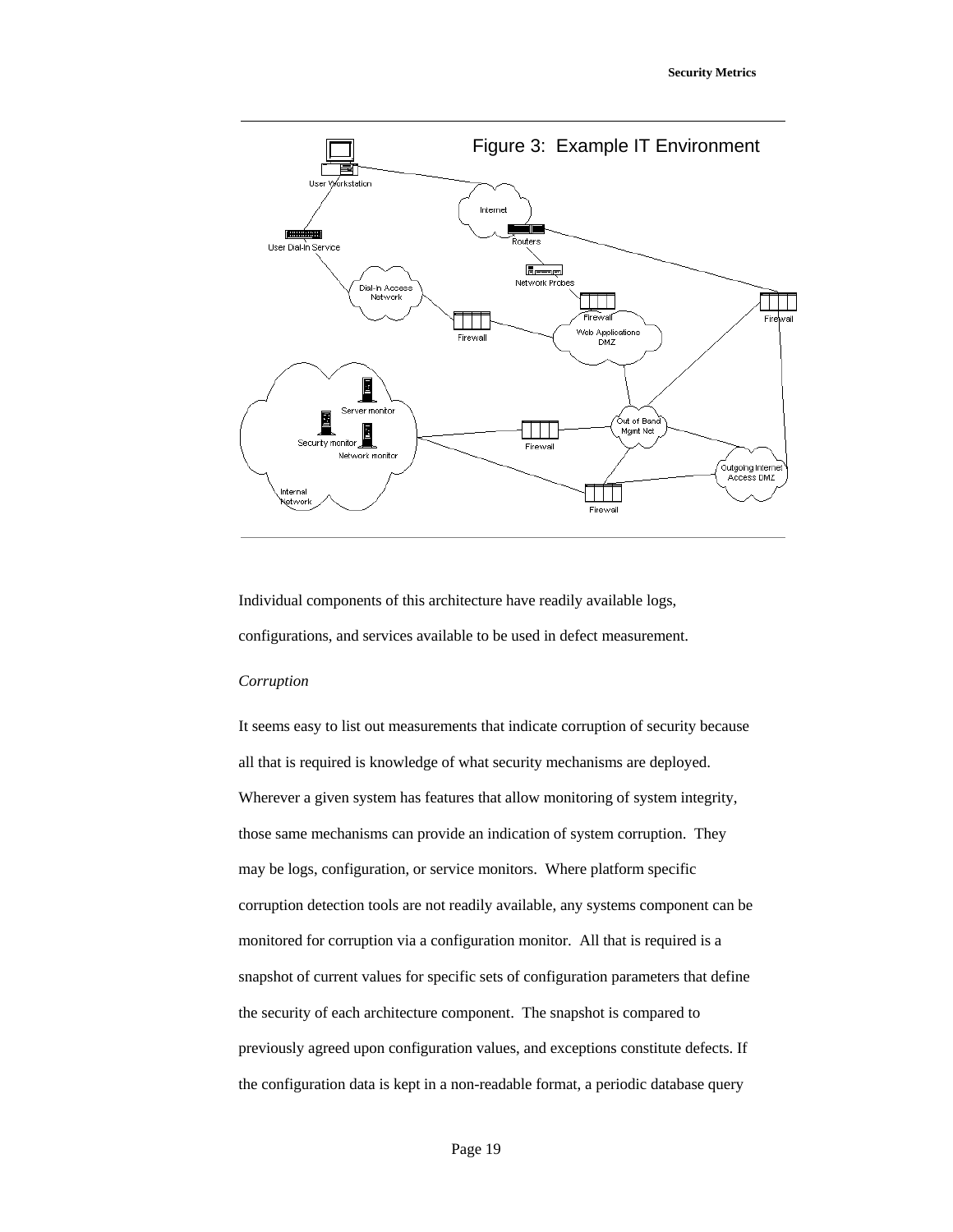Figure 3: Example IT Environment

Individual components of this architecture have readily available logs, configurations, and services available to be used in defect measurement.

*Corruption*

It seems easy to list out measurements that indicate corruption of security because all that is required is knowledge of what security mechanisms are deployed. Wherever a given system has features that allow monitoring of system integrity, those same mechanisms can provide an indication of system corruption. They may be logs, configuration, or service monitors. Where platform specific corruption detection tools are not readily available, any systems component can be monitored for corruption via a configuration monitor. All that is required is a snapshot of current values for specific sets of configuration parameters that define the security of each architecture component. The snapshot is compared to previously agreed upon configuration values, and exceptions constitute defects. If the configuration data is kept in a non-readable format, a periodic database query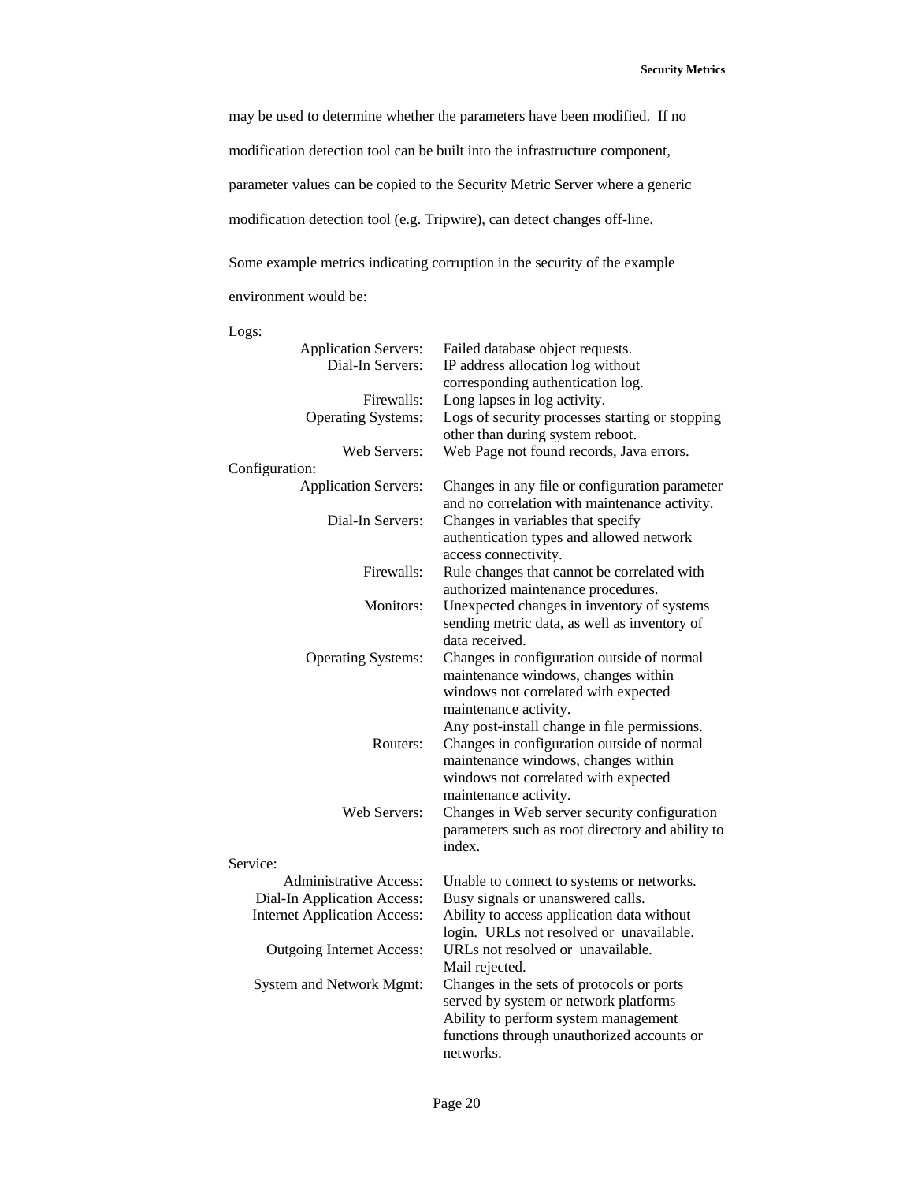may be used to determine whether the parameters have been modified. If no modification detection tool can be built into the infrastructure component, parameter values can be copied to the Security Metric Server where a generic modification detection tool (e.g. Tripwire), can detect changes off-line.

Some example metrics indicating corruption in the security of the example environment would be:

Logs:

| | |
|---|---|
| Application Servers: | Failed database object requests. |
| Dial-In Servers: | IP address allocation log without corresponding authentication log. |
| Firewalls: | Long lapses in log activity. |
| Operating Systems: | Logs of security processes starting or stopping other than during system reboot. |
| Web Servers: | Web Page not found records, Java errors. |

Configuration:

| | |
|---|---|
| Application Servers: | Changes in any file or configuration parameter and no correlation with maintenance activity. |
| Dial-In Servers: | Changes in variables that specify authentication types and allowed network access connectivity. |
| Firewalls: | Rule changes that cannot be correlated with authorized maintenance procedures. |
| Monitors: | Unexpected changes in inventory of systems sending metric data, as well as inventory of data received. |
| Operating Systems: | Changes in configuration outside of normal maintenance windows, changes within windows not correlated with expected maintenance activity. Any post-install change in file permissions. |
| Routers: | Changes in configuration outside of normal maintenance windows, changes within windows not correlated with expected maintenance activity. |
| Web Servers: | Changes in Web server security configuration parameters such as root directory and ability to index. |

Service:

| | |
|---|---|
| Administrative Access: | Unable to connect to systems or networks. |
| Dial-In Application Access: | Busy signals or unanswered calls. |
| Internet Application Access: | Ability to access application data without login. URLs not resolved or unavailable. |
| Outgoing Internet Access: | URLs not resolved or unavailable. Mail rejected. |
| System and Network Mgmt: | Changes in the sets of protocols or ports served by system or network platforms Ability to perform system management functions through unauthorized accounts or networks. |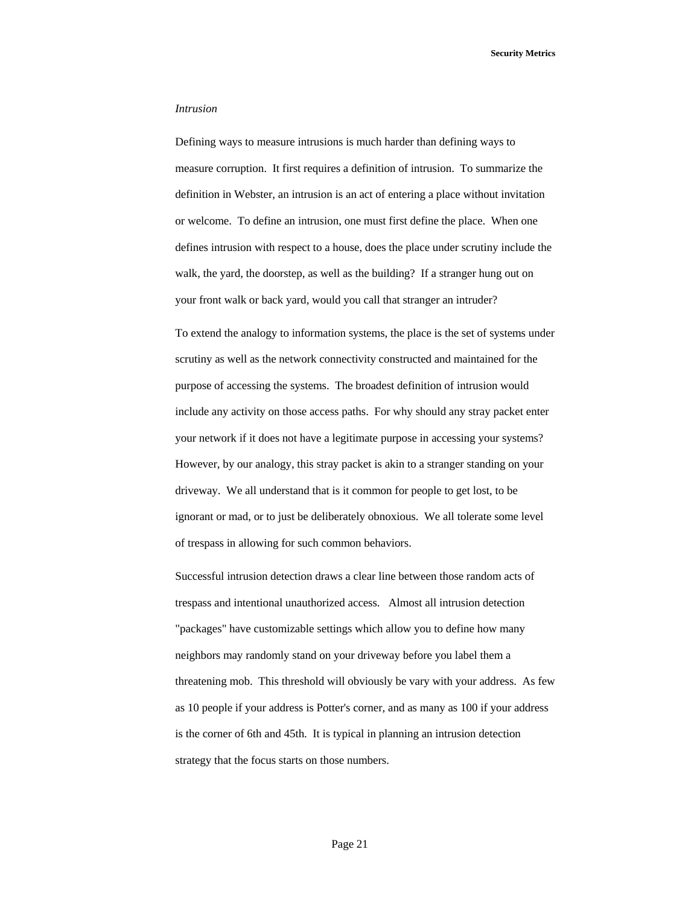*Intrusion*

Defining ways to measure intrusions is much harder than defining ways to measure corruption. It first requires a definition of intrusion. To summarize the definition in Webster, an intrusion is an act of entering a place without invitation or welcome. To define an intrusion, one must first define the place. When one defines intrusion with respect to a house, does the place under scrutiny include the walk, the yard, the doorstep, as well as the building? If a stranger hung out on your front walk or back yard, would you call that stranger an intruder?

To extend the analogy to information systems, the place is the set of systems under scrutiny as well as the network connectivity constructed and maintained for the purpose of accessing the systems. The broadest definition of intrusion would include any activity on those access paths. For why should any stray packet enter your network if it does not have a legitimate purpose in accessing your systems? However, by our analogy, this stray packet is akin to a stranger standing on your driveway. We all understand that is it common for people to get lost, to be ignorant or mad, or to just be deliberately obnoxious. We all tolerate some level of trespass in allowing for such common behaviors.

Successful intrusion detection draws a clear line between those random acts of trespass and intentional unauthorized access. Almost all intrusion detection "packages" have customizable settings which allow you to define how many neighbors may randomly stand on your driveway before you label them a threatening mob. This threshold will obviously be vary with your address. As few as 10 people if your address is Potter's corner, and as many as 100 if your address is the corner of 6th and 45th. It is typical in planning an intrusion detection strategy that the focus starts on those numbers.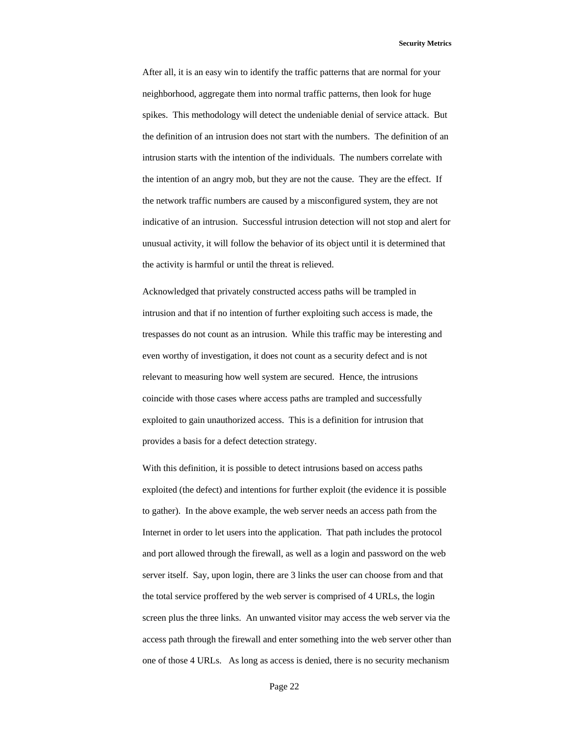After all, it is an easy win to identify the traffic patterns that are normal for your neighborhood, aggregate them into normal traffic patterns, then look for huge spikes. This methodology will detect the undeniable denial of service attack. But the definition of an intrusion does not start with the numbers. The definition of an intrusion starts with the intention of the individuals. The numbers correlate with the intention of an angry mob, but they are not the cause. They are the effect. If the network traffic numbers are caused by a misconfigured system, they are not indicative of an intrusion. Successful intrusion detection will not stop and alert for unusual activity, it will follow the behavior of its object until it is determined that the activity is harmful or until the threat is relieved.

Acknowledged that privately constructed access paths will be trampled in intrusion and that if no intention of further exploiting such access is made, the trespasses do not count as an intrusion. While this traffic may be interesting and even worthy of investigation, it does not count as a security defect and is not relevant to measuring how well system are secured. Hence, the intrusions coincide with those cases where access paths are trampled and successfully exploited to gain unauthorized access. This is a definition for intrusion that provides a basis for a defect detection strategy.

With this definition, it is possible to detect intrusions based on access paths exploited (the defect) and intentions for further exploit (the evidence it is possible to gather). In the above example, the web server needs an access path from the Internet in order to let users into the application. That path includes the protocol and port allowed through the firewall, as well as a login and password on the web server itself. Say, upon login, there are 3 links the user can choose from and that the total service proffered by the web server is comprised of 4 URLs, the login screen plus the three links. An unwanted visitor may access the web server via the access path through the firewall and enter something into the web server other than one of those 4 URLs. As long as access is denied, there is no security mechanism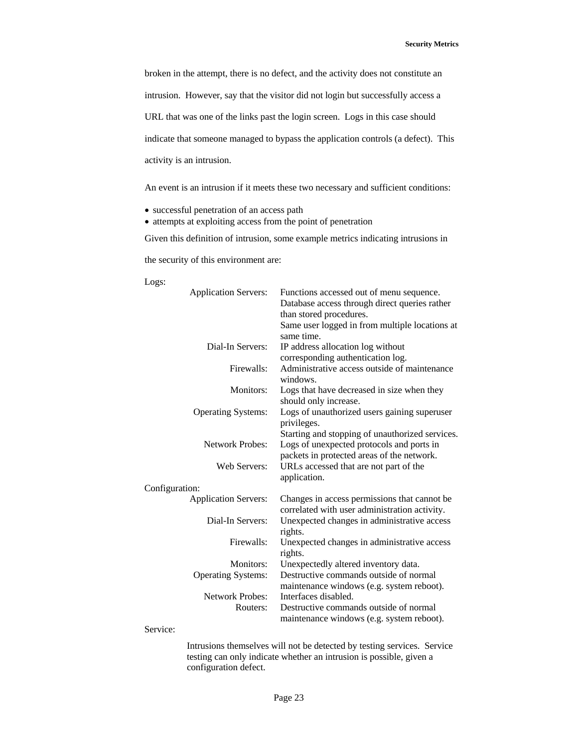broken in the attempt, there is no defect, and the activity does not constitute an intrusion. However, say that the visitor did not login but successfully access a URL that was one of the links past the login screen. Logs in this case should indicate that someone managed to bypass the application controls (a defect). This activity is an intrusion.

An event is an intrusion if it meets these two necessary and sufficient conditions:

- successful penetration of an access path
- attempts at exploiting access from the point of penetration

Given this definition of intrusion, some example metrics indicating intrusions in the security of this environment are:

Logs:

| | |
|---|---|
| Application Servers: | Functions accessed out of menu sequence.<br>Database access through direct queries rather than stored procedures.<br>Same user logged in from multiple locations at same time. |
| Dial-In Servers: | IP address allocation log without corresponding authentication log. |
| Firewalls: | Administrative access outside of maintenance windows. |
| Monitors: | Logs that have decreased in size when they should only increase. |
| Operating Systems: | Logs of unauthorized users gaining superuser privileges.<br>Starting and stopping of unauthorized services. |
| Network Probes: | Logs of unexpected protocols and ports in packets in protected areas of the network. |
| Web Servers: | URLs accessed that are not part of the application. |

Configuration:

| | |
|---|---|
| Application Servers: | Changes in access permissions that cannot be correlated with user administration activity. |
| Dial-In Servers: | Unexpected changes in administrative access rights. |
| Firewalls: | Unexpected changes in administrative access rights. |
| Monitors: | Unexpectedly altered inventory data. |
| Operating Systems: | Destructive commands outside of normal maintenance windows (e.g. system reboot). |
| Network Probes: | Interfaces disabled. |
| Routers: | Destructive commands outside of normal maintenance windows (e.g. system reboot). |

Service:

Intrusions themselves will not be detected by testing services. Service testing can only indicate whether an intrusion is possible, given a configuration defect.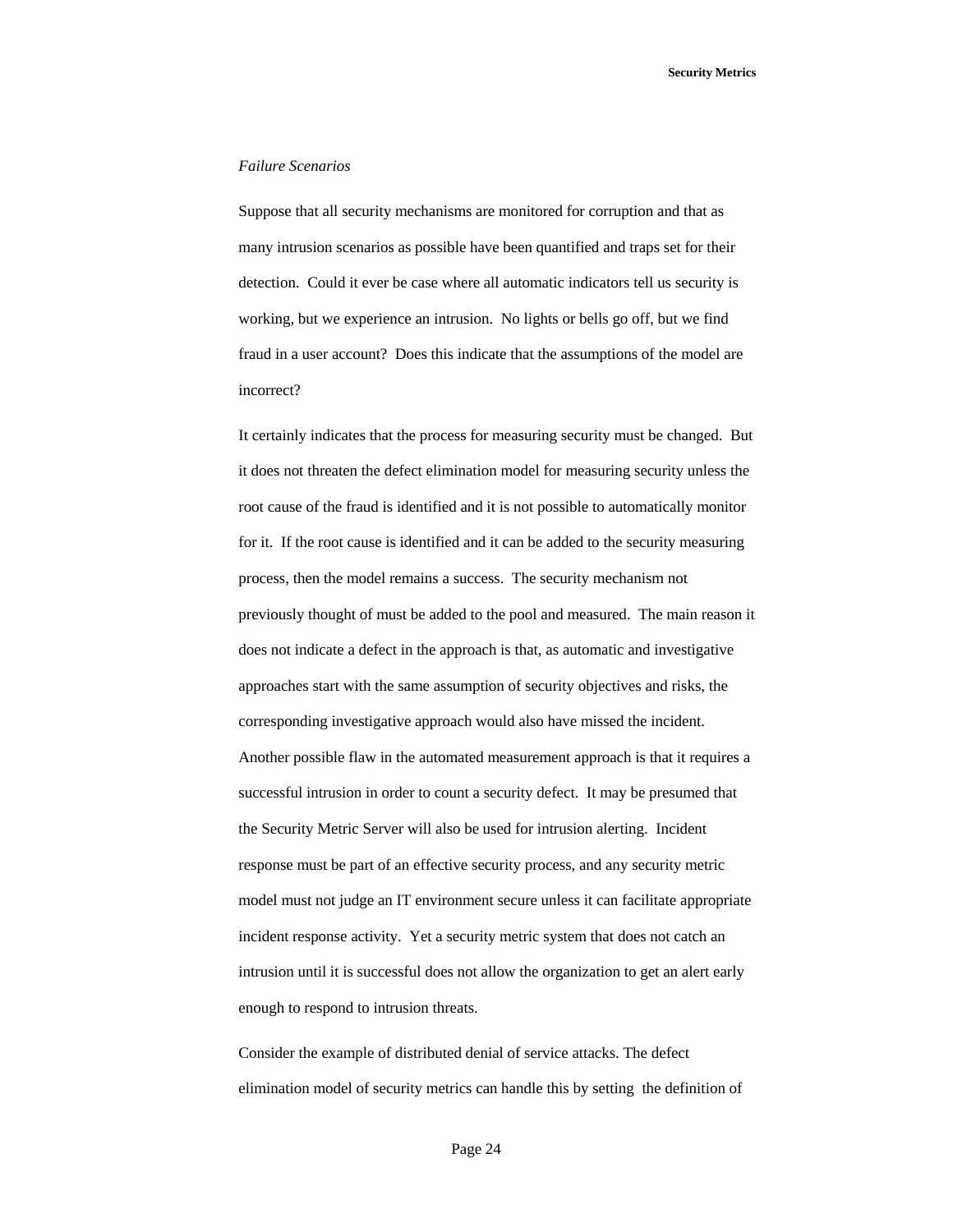*Failure Scenarios*

Suppose that all security mechanisms are monitored for corruption and that as many intrusion scenarios as possible have been quantified and traps set for their detection. Could it ever be case where all automatic indicators tell us security is working, but we experience an intrusion. No lights or bells go off, but we find fraud in a user account? Does this indicate that the assumptions of the model are incorrect?

It certainly indicates that the process for measuring security must be changed. But it does not threaten the defect elimination model for measuring security unless the root cause of the fraud is identified and it is not possible to automatically monitor for it. If the root cause is identified and it can be added to the security measuring process, then the model remains a success. The security mechanism not previously thought of must be added to the pool and measured. The main reason it does not indicate a defect in the approach is that, as automatic and investigative approaches start with the same assumption of security objectives and risks, the corresponding investigative approach would also have missed the incident. Another possible flaw in the automated measurement approach is that it requires a successful intrusion in order to count a security defect. It may be presumed that the Security Metric Server will also be used for intrusion alerting. Incident response must be part of an effective security process, and any security metric model must not judge an IT environment secure unless it can facilitate appropriate incident response activity. Yet a security metric system that does not catch an intrusion until it is successful does not allow the organization to get an alert early enough to respond to intrusion threats.

Consider the example of distributed denial of service attacks. The defect elimination model of security metrics can handle this by setting the definition of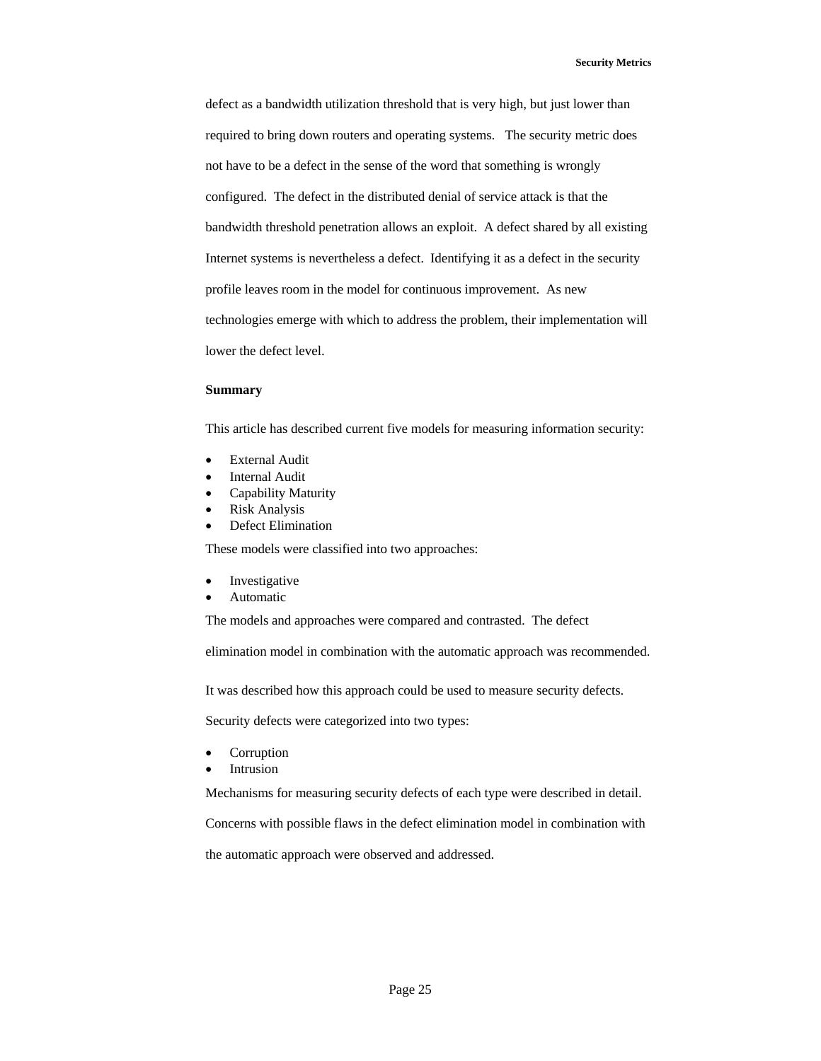defect as a bandwidth utilization threshold that is very high, but just lower than required to bring down routers and operating systems. The security metric does not have to be a defect in the sense of the word that something is wrongly configured. The defect in the distributed denial of service attack is that the bandwidth threshold penetration allows an exploit. A defect shared by all existing Internet systems is nevertheless a defect. Identifying it as a defect in the security profile leaves room in the model for continuous improvement. As new technologies emerge with which to address the problem, their implementation will lower the defect level.

**Summary**

This article has described current five models for measuring information security:

- External Audit
- Internal Audit
- Capability Maturity
- Risk Analysis
- Defect Elimination

These models were classified into two approaches:

- Investigative
- Automatic

The models and approaches were compared and contrasted. The defect elimination model in combination with the automatic approach was recommended.

It was described how this approach could be used to measure security defects.

Security defects were categorized into two types:

- Corruption
- Intrusion

Mechanisms for measuring security defects of each type were described in detail.

Concerns with possible flaws in the defect elimination model in combination with the automatic approach were observed and addressed.